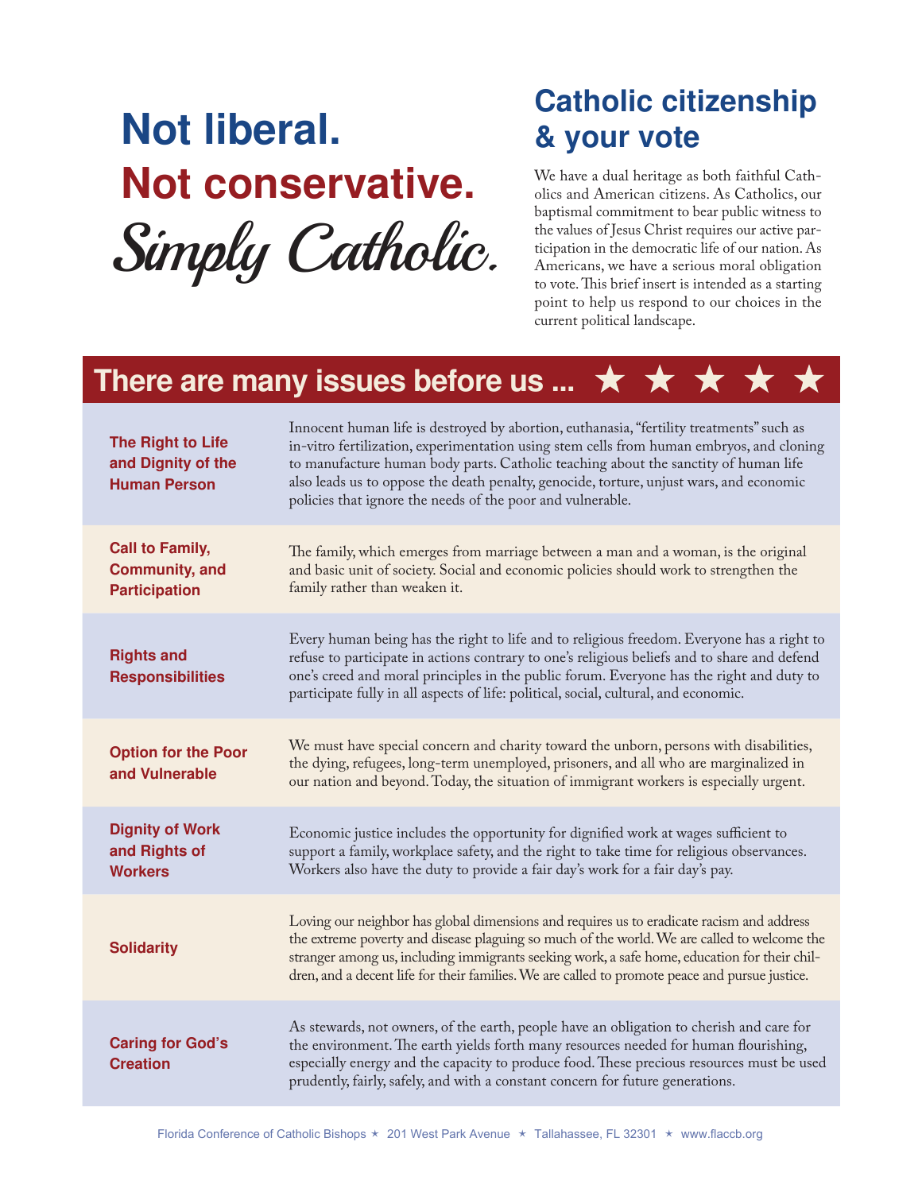# Not liberal.
# Not conservative.
# *Simply Catholic.*

## Catholic citizenship & your vote

We have a dual heritage as both faithful Catholics and American citizens. As Catholics, our baptismal commitment to bear public witness to the values of Jesus Christ requires our active participation in the democratic life of our nation. As Americans, we have a serious moral obligation to vote. This brief insert is intended as a starting point to help us respond to our choices in the current political landscape.

## There are many issues before us ... ★ ★ ★ ★ ★

| | |
|---|---|
| **The Right to Life and Dignity of the Human Person** | Innocent human life is destroyed by abortion, euthanasia, "fertility treatments" such as in-vitro fertilization, experimentation using stem cells from human embryos, and cloning to manufacture human body parts. Catholic teaching about the sanctity of human life also leads us to oppose the death penalty, genocide, torture, unjust wars, and economic policies that ignore the needs of the poor and vulnerable. |
| **Call to Family, Community, and Participation** | The family, which emerges from marriage between a man and a woman, is the original and basic unit of society. Social and economic policies should work to strengthen the family rather than weaken it. |
| **Rights and Responsibilities** | Every human being has the right to life and to religious freedom. Everyone has a right to refuse to participate in actions contrary to one's religious beliefs and to share and defend one's creed and moral principles in the public forum. Everyone has the right and duty to participate fully in all aspects of life: political, social, cultural, and economic. |
| **Option for the Poor and Vulnerable** | We must have special concern and charity toward the unborn, persons with disabilities, the dying, refugees, long-term unemployed, prisoners, and all who are marginalized in our nation and beyond. Today, the situation of immigrant workers is especially urgent. |
| **Dignity of Work and Rights of Workers** | Economic justice includes the opportunity for dignified work at wages sufficient to support a family, workplace safety, and the right to take time for religious observances. Workers also have the duty to provide a fair day's work for a fair day's pay. |
| **Solidarity** | Loving our neighbor has global dimensions and requires us to eradicate racism and address the extreme poverty and disease plaguing so much of the world. We are called to welcome the stranger among us, including immigrants seeking work, a safe home, education for their children, and a decent life for their families. We are called to promote peace and pursue justice. |
| **Caring for God's Creation** | As stewards, not owners, of the earth, people have an obligation to cherish and care for the environment. The earth yields forth many resources needed for human flourishing, especially energy and the capacity to produce food. These precious resources must be used prudently, fairly, safely, and with a constant concern for future generations. |

Florida Conference of Catholic Bishops ★ 201 West Park Avenue ★ Tallahassee, FL 32301 ★ www.flaccb.org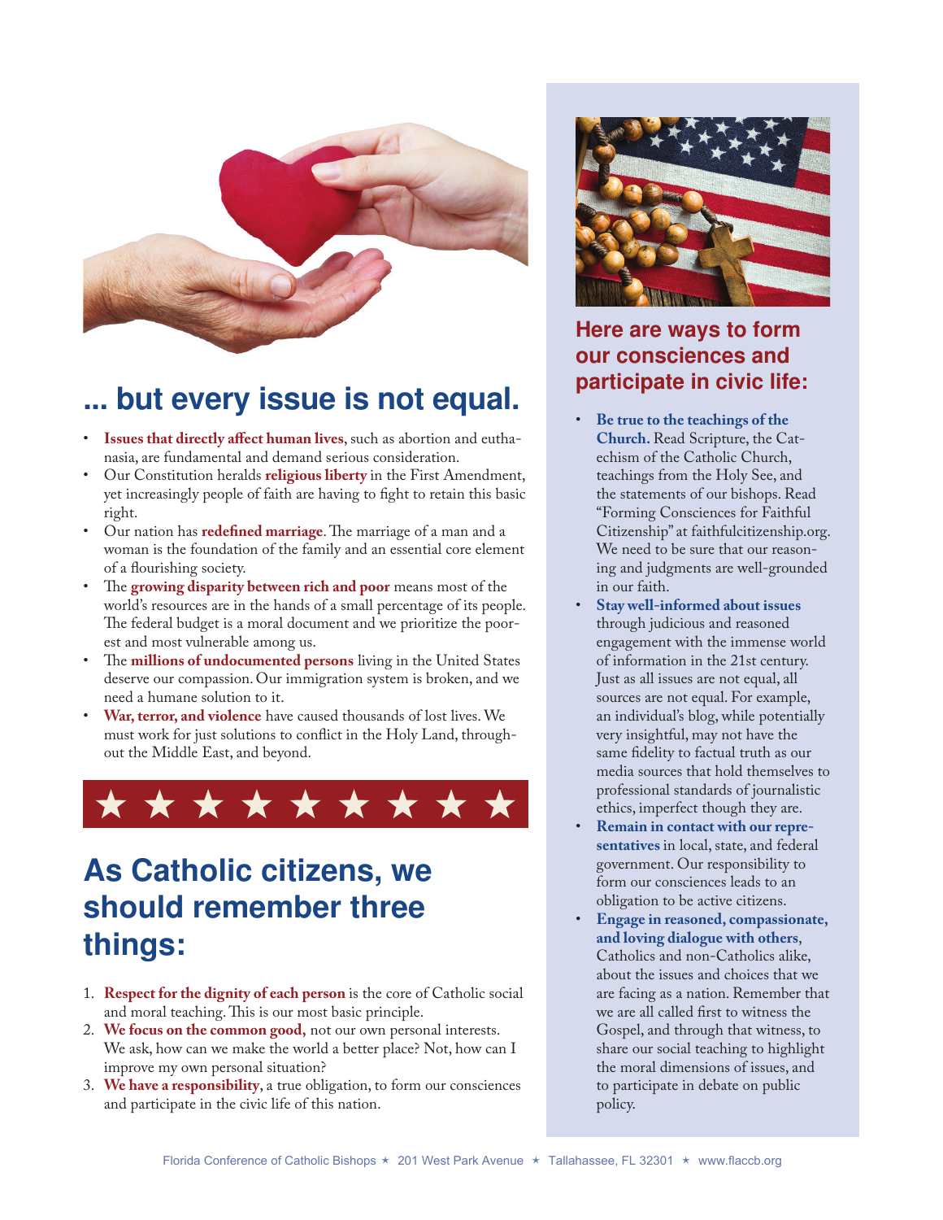## ... but every issue is not equal.

- **Issues that directly affect human lives**, such as abortion and euthanasia, are fundamental and demand serious consideration.
- Our Constitution heralds **religious liberty** in the First Amendment, yet increasingly people of faith are having to fight to retain this basic right.
- Our nation has **redefined marriage**. The marriage of a man and a woman is the foundation of the family and an essential core element of a flourishing society.
- The **growing disparity between rich and poor** means most of the world's resources are in the hands of a small percentage of its people. The federal budget is a moral document and we prioritize the poorest and most vulnerable among us.
- The **millions of undocumented persons** living in the United States deserve our compassion. Our immigration system is broken, and we need a humane solution to it.
- **War, terror, and violence** have caused thousands of lost lives. We must work for just solutions to conflict in the Holy Land, throughout the Middle East, and beyond.

## As Catholic citizens, we should remember three things:

1. **Respect for the dignity of each person** is the core of Catholic social and moral teaching. This is our most basic principle.
2. **We focus on the common good,** not our own personal interests. We ask, how can we make the world a better place? Not, how can I improve my own personal situation?
3. **We have a responsibility**, a true obligation, to form our consciences and participate in the civic life of this nation.

## Here are ways to form our consciences and participate in civic life:

- **Be true to the teachings of the Church.** Read Scripture, the Catechism of the Catholic Church, teachings from the Holy See, and the statements of our bishops. Read "Forming Consciences for Faithful Citizenship" at faithfulcitizenship.org. We need to be sure that our reasoning and judgments are well-grounded in our faith.
- **Stay well-informed about issues** through judicious and reasoned engagement with the immense world of information in the 21st century. Just as all issues are not equal, all sources are not equal. For example, an individual's blog, while potentially very insightful, may not have the same fidelity to factual truth as our media sources that hold themselves to professional standards of journalistic ethics, imperfect though they are.
- **Remain in contact with our representatives** in local, state, and federal government. Our responsibility to form our consciences leads to an obligation to be active citizens.
- **Engage in reasoned, compassionate, and loving dialogue with others**, Catholics and non-Catholics alike, about the issues and choices that we are facing as a nation. Remember that we are all called first to witness the Gospel, and through that witness, to share our social teaching to highlight the moral dimensions of issues, and to participate in debate on public policy.

Florida Conference of Catholic Bishops ★ 201 West Park Avenue ★ Tallahassee, FL 32301 ★ www.flaccb.org